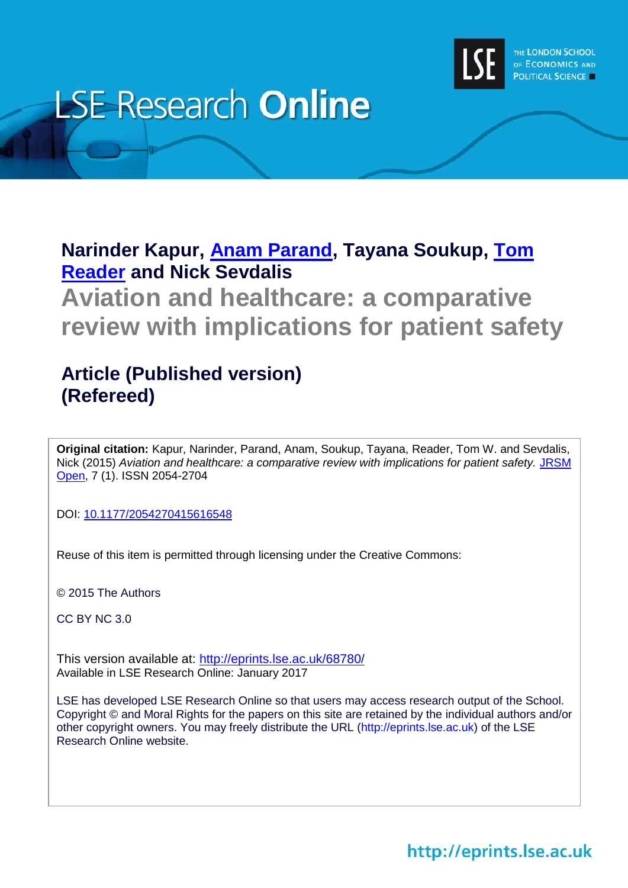LSE Research **Online**

**Narinder Kapur, Anam Parand, Tayana Soukup, Tom Reader and Nick Sevdalis**

# Aviation and healthcare: a comparative review with implications for patient safety

## Article (Published version)
## (Refereed)

**Original citation:** Kapur, Narinder, Parand, Anam, Soukup, Tayana, Reader, Tom W. and Sevdalis, Nick (2015) *Aviation and healthcare: a comparative review with implications for patient safety.* JRSM Open, 7 (1). ISSN 2054-2704

DOI: 10.1177/2054270415616548

Reuse of this item is permitted through licensing under the Creative Commons:

© 2015 The Authors

CC BY NC 3.0

This version available at: http://eprints.lse.ac.uk/68780/
Available in LSE Research Online: January 2017

LSE has developed LSE Research Online so that users may access research output of the School. Copyright © and Moral Rights for the papers on this site are retained by the individual authors and/or other copyright owners. You may freely distribute the URL (http://eprints.lse.ac.uk) of the LSE Research Online website.

http://eprints.lse.ac.uk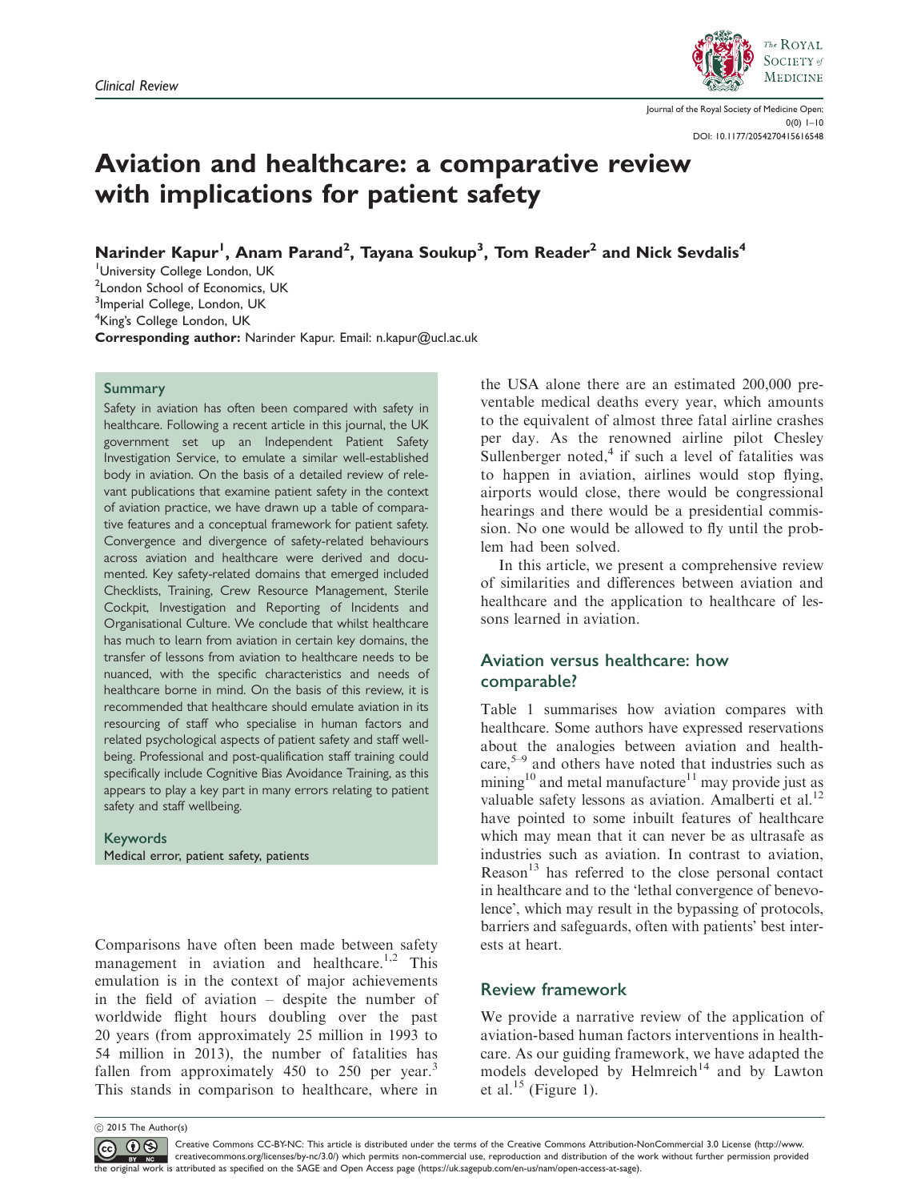Clinical Review

# Aviation and healthcare: a comparative review with implications for patient safety

**Narinder Kapur[1], Anam Parand[2], Tayana Soukup[3], Tom Reader[2] and Nick Sevdalis[4]**

[1]University College London, UK
[2]London School of Economics, UK
[3]Imperial College, London, UK
[4]King's College London, UK

**Corresponding author:** Narinder Kapur. Email: n.kapur@ucl.ac.uk

## Summary

Safety in aviation has often been compared with safety in healthcare. Following a recent article in this journal, the UK government set up an Independent Patient Safety Investigation Service, to emulate a similar well-established body in aviation. On the basis of a detailed review of relevant publications that examine patient safety in the context of aviation practice, we have drawn up a table of comparative features and a conceptual framework for patient safety. Convergence and divergence of safety-related behaviours across aviation and healthcare were derived and documented. Key safety-related domains that emerged included Checklists, Training, Crew Resource Management, Sterile Cockpit, Investigation and Reporting of Incidents and Organisational Culture. We conclude that whilst healthcare has much to learn from aviation in certain key domains, the transfer of lessons from aviation to healthcare needs to be nuanced, with the specific characteristics and needs of healthcare borne in mind. On the basis of this review, it is recommended that healthcare should emulate aviation in its resourcing of staff who specialise in human factors and related psychological aspects of patient safety and staff wellbeing. Professional and post-qualification staff training could specifically include Cognitive Bias Avoidance Training, as this appears to play a key part in many errors relating to patient safety and staff wellbeing.

## Keywords

Medical error, patient safety, patients

Comparisons have often been made between safety management in aviation and healthcare.[1,2] This emulation is in the context of major achievements in the field of aviation – despite the number of worldwide flight hours doubling over the past 20 years (from approximately 25 million in 1993 to 54 million in 2013), the number of fatalities has fallen from approximately 450 to 250 per year.[3] This stands in comparison to healthcare, where in the USA alone there are an estimated 200,000 preventable medical deaths every year, which amounts to the equivalent of almost three fatal airline crashes per day. As the renowned airline pilot Chesley Sullenberger noted,[4] if such a level of fatalities was to happen in aviation, airlines would stop flying, airports would close, there would be congressional hearings and there would be a presidential commission. No one would be allowed to fly until the problem had been solved.

In this article, we present a comprehensive review of similarities and differences between aviation and healthcare and the application to healthcare of lessons learned in aviation.

## Aviation versus healthcare: how comparable?

Table 1 summarises how aviation compares with healthcare. Some authors have expressed reservations about the analogies between aviation and healthcare,[5–9] and others have noted that industries such as mining[10] and metal manufacture[11] may provide just as valuable safety lessons as aviation. Amalberti et al.[12] have pointed to some inbuilt features of healthcare which may mean that it can never be as ultrasafe as industries such as aviation. In contrast to aviation, Reason[13] has referred to the close personal contact in healthcare and to the 'lethal convergence of benevolence', which may result in the bypassing of protocols, barriers and safeguards, often with patients' best interests at heart.

## Review framework

We provide a narrative review of the application of aviation-based human factors interventions in healthcare. As our guiding framework, we have adapted the models developed by Helmreich[14] and by Lawton et al.[15] (Figure 1).

© 2015 The Author(s)

Creative Commons CC-BY-NC: This article is distributed under the terms of the Creative Commons Attribution-NonCommercial 3.0 License (http://www.creativecommons.org/licenses/by-nc/3.0/) which permits non-commercial use, reproduction and distribution of the work without further permission provided the original work is attributed as specified on the SAGE and Open Access page (https://uk.sagepub.com/en-us/nam/open-access-at-sage).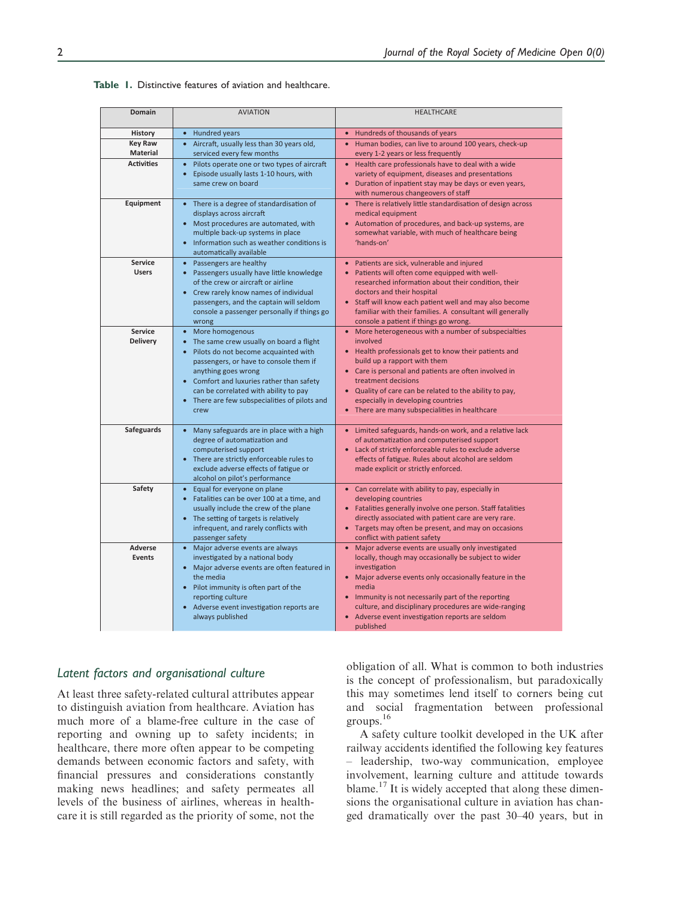**Table 1.** Distinctive features of aviation and healthcare.

| Domain | AVIATION | HEALTHCARE |
|---|---|---|
| History | • Hundred years | • Hundreds of thousands of years |
| Key Raw Material | • Aircraft, usually less than 30 years old, serviced every few months | • Human bodies, can live to around 100 years, check-up every 1-2 years or less frequently |
| Activities | • Pilots operate one or two types of aircraft<br>• Episode usually lasts 1-10 hours, with same crew on board | • Health care professionals have to deal with a wide variety of equipment, diseases and presentations<br>• Duration of inpatient stay may be days or even years, with numerous changeovers of staff |
| Equipment | • There is a degree of standardisation of displays across aircraft<br>• Most procedures are automated, with multiple back-up systems in place<br>• Information such as weather conditions is automatically available | • There is relatively little standardisation of design across medical equipment<br>• Automation of procedures, and back-up systems, are somewhat variable, with much of healthcare being 'hands-on' |
| Service Users | • Passengers are healthy<br>• Passengers usually have little knowledge of the crew or aircraft or airline<br>• Crew rarely know names of individual passengers, and the captain will seldom console a passenger personally if things go wrong | • Patients are sick, vulnerable and injured<br>• Patients will often come equipped with well-researched information about their condition, their doctors and their hospital<br>• Staff will know each patient well and may also become familiar with their families. A consultant will generally console a patient if things go wrong. |
| Service Delivery | • More homogenous<br>• The same crew usually on board a flight<br>• Pilots do not become acquainted with passengers, or have to console them if anything goes wrong<br>• Comfort and luxuries rather than safety can be correlated with ability to pay<br>• There are few subspecialities of pilots and crew | • More heterogeneous with a number of subspecialties involved<br>• Health professionals get to know their patients and build up a rapport with them<br>• Care is personal and patients are often involved in treatment decisions<br>• Quality of care can be related to the ability to pay, especially in developing countries<br>• There are many subspecialities in healthcare |
| Safeguards | • Many safeguards are in place with a high degree of automatization and computerised support<br>• There are strictly enforceable rules to exclude adverse effects of fatigue or alcohol on pilot's performance | • Limited safeguards, hands-on work, and a relative lack of automatization and computerised support<br>• Lack of strictly enforceable rules to exclude adverse effects of fatigue. Rules about alcohol are seldom made explicit or strictly enforced. |
| Safety | • Equal for everyone on plane<br>• Fatalities can be over 100 at a time, and usually include the crew of the plane<br>• The setting of targets is relatively infrequent, and rarely conflicts with passenger safety | • Can correlate with ability to pay, especially in developing countries<br>• Fatalities generally involve one person. Staff fatalities directly associated with patient care are very rare.<br>• Targets may often be present, and may on occasions conflict with patient safety |
| Adverse Events | • Major adverse events are always investigated by a national body<br>• Major adverse events are often featured in the media<br>• Pilot immunity is often part of the reporting culture<br>• Adverse event investigation reports are always published | • Major adverse events are usually only investigated locally, though may occasionally be subject to wider investigation<br>• Major adverse events only occasionally feature in the media<br>• Immunity is not necessarily part of the reporting culture, and disciplinary procedures are wide-ranging<br>• Adverse event investigation reports are seldom published |

## *Latent factors and organisational culture*

At least three safety-related cultural attributes appear to distinguish aviation from healthcare. Aviation has much more of a blame-free culture in the case of reporting and owning up to safety incidents; in healthcare, there more often appear to be competing demands between economic factors and safety, with financial pressures and considerations constantly making news headlines; and safety permeates all levels of the business of airlines, whereas in healthcare it is still regarded as the priority of some, not the obligation of all. What is common to both industries is the concept of professionalism, but paradoxically this may sometimes lend itself to corners being cut and social fragmentation between professional groups.[16]

A safety culture toolkit developed in the UK after railway accidents identified the following key features – leadership, two-way communication, employee involvement, learning culture and attitude towards blame.[17] It is widely accepted that along these dimensions the organisational culture in aviation has changed dramatically over the past 30–40 years, but in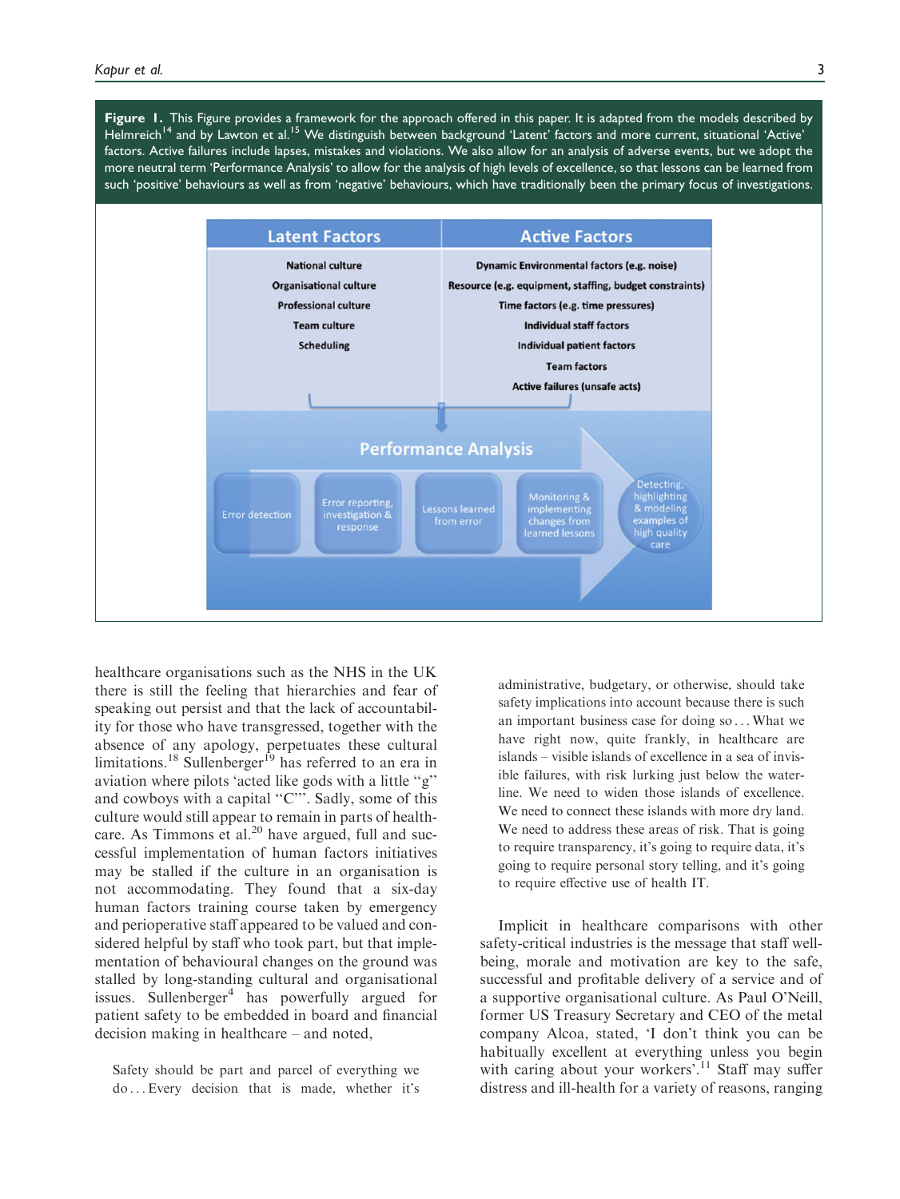**Figure 1.** This Figure provides a framework for the approach offered in this paper. It is adapted from the models described by Helmreich[14] and by Lawton et al.[15] We distinguish between background 'Latent' factors and more current, situational 'Active' factors. Active failures include lapses, mistakes and violations. We also allow for an analysis of adverse events, but we adopt the more neutral term 'Performance Analysis' to allow for the analysis of high levels of excellence, so that lessons can be learned from such 'positive' behaviours as well as from 'negative' behaviours, which have traditionally been the primary focus of investigations.

| Latent Factors | Active Factors |
|---|---|
| National culture | Dynamic Environmental factors (e.g. noise) |
| Organisational culture | Resource (e.g. equipment, staffing, budget constraints) |
| Professional culture | Time factors (e.g. time pressures) |
| Team culture | Individual staff factors |
| Scheduling | Individual patient factors |
| | Team factors |
| | Active failures (unsafe acts) |

**Performance Analysis**

Error detection → Error reporting, investigation & response → Lessons learned from error → Monitoring & implementing changes from learned lessons → Detecting, highlighting & modeling examples of high quality care

healthcare organisations such as the NHS in the UK there is still the feeling that hierarchies and fear of speaking out persist and that the lack of accountability for those who have transgressed, together with the absence of any apology, perpetuates these cultural limitations.[18] Sullenberger[19] has referred to an era in aviation where pilots 'acted like gods with a little "g" and cowboys with a capital "C"'. Sadly, some of this culture would still appear to remain in parts of healthcare. As Timmons et al.[20] have argued, full and successful implementation of human factors initiatives may be stalled if the culture in an organisation is not accommodating. They found that a six-day human factors training course taken by emergency and perioperative staff appeared to be valued and considered helpful by staff who took part, but that implementation of behavioural changes on the ground was stalled by long-standing cultural and organisational issues. Sullenberger[4] has powerfully argued for patient safety to be embedded in board and financial decision making in healthcare – and noted,

> Safety should be part and parcel of everything we do... Every decision that is made, whether it's administrative, budgetary, or otherwise, should take safety implications into account because there is such an important business case for doing so... What we have right now, quite frankly, in healthcare are islands – visible islands of excellence in a sea of invisible failures, with risk lurking just below the waterline. We need to widen those islands of excellence. We need to connect these islands with more dry land. We need to address these areas of risk. That is going to require transparency, it's going to require data, it's going to require personal story telling, and it's going to require effective use of health IT.

Implicit in healthcare comparisons with other safety-critical industries is the message that staff well-being, morale and motivation are key to the safe, successful and profitable delivery of a service and of a supportive organisational culture. As Paul O'Neill, former US Treasury Secretary and CEO of the metal company Alcoa, stated, 'I don't think you can be habitually excellent at everything unless you begin with caring about your workers'.[11] Staff may suffer distress and ill-health for a variety of reasons, ranging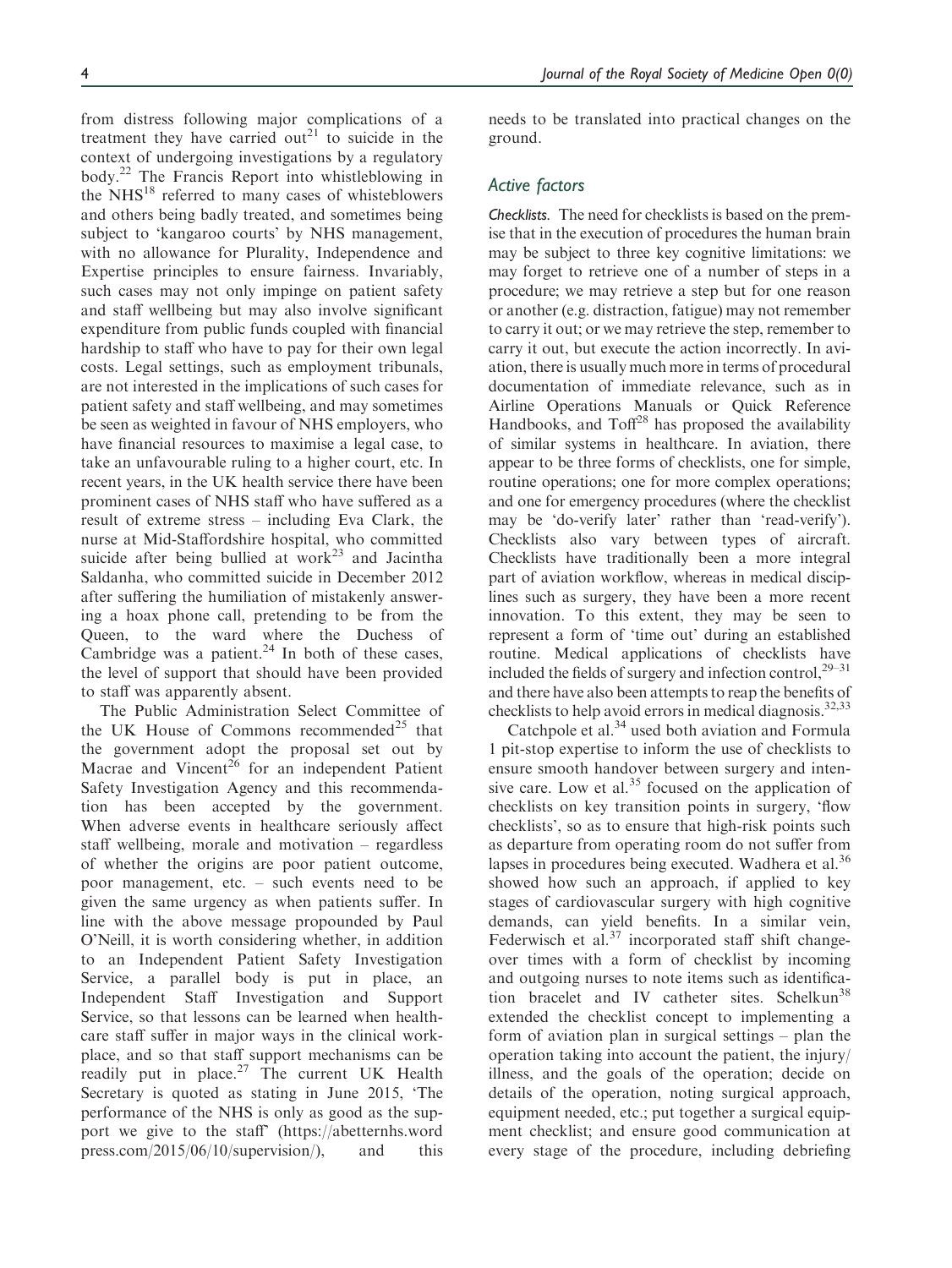from distress following major complications of a treatment they have carried out[21] to suicide in the context of undergoing investigations by a regulatory body.[22] The Francis Report into whistleblowing in the NHS[18] referred to many cases of whisteblowers and others being badly treated, and sometimes being subject to 'kangaroo courts' by NHS management, with no allowance for Plurality, Independence and Expertise principles to ensure fairness. Invariably, such cases may not only impinge on patient safety and staff wellbeing but may also involve significant expenditure from public funds coupled with financial hardship to staff who have to pay for their own legal costs. Legal settings, such as employment tribunals, are not interested in the implications of such cases for patient safety and staff wellbeing, and may sometimes be seen as weighted in favour of NHS employers, who have financial resources to maximise a legal case, to take an unfavourable ruling to a higher court, etc. In recent years, in the UK health service there have been prominent cases of NHS staff who have suffered as a result of extreme stress – including Eva Clark, the nurse at Mid-Staffordshire hospital, who committed suicide after being bullied at work[23] and Jacintha Saldanha, who committed suicide in December 2012 after suffering the humiliation of mistakenly answering a hoax phone call, pretending to be from the Queen, to the ward where the Duchess of Cambridge was a patient.[24] In both of these cases, the level of support that should have been provided to staff was apparently absent.

The Public Administration Select Committee of the UK House of Commons recommended[25] that the government adopt the proposal set out by Macrae and Vincent[26] for an independent Patient Safety Investigation Agency and this recommendation has been accepted by the government. When adverse events in healthcare seriously affect staff wellbeing, morale and motivation – regardless of whether the origins are poor patient outcome, poor management, etc. – such events need to be given the same urgency as when patients suffer. In line with the above message propounded by Paul O'Neill, it is worth considering whether, in addition to an Independent Patient Safety Investigation Service, a parallel body is put in place, an Independent Staff Investigation and Support Service, so that lessons can be learned when healthcare staff suffer in major ways in the clinical workplace, and so that staff support mechanisms can be readily put in place.[27] The current UK Health Secretary is quoted as stating in June 2015, 'The performance of the NHS is only as good as the support we give to the staff' (https://abetternhs.wordpress.com/2015/06/10/supervision/), and this needs to be translated into practical changes on the ground.

## Active factors

*Checklists.* The need for checklists is based on the premise that in the execution of procedures the human brain may be subject to three key cognitive limitations: we may forget to retrieve one of a number of steps in a procedure; we may retrieve a step but for one reason or another (e.g. distraction, fatigue) may not remember to carry it out; or we may retrieve the step, remember to carry it out, but execute the action incorrectly. In aviation, there is usually much more in terms of procedural documentation of immediate relevance, such as in Airline Operations Manuals or Quick Reference Handbooks, and Toff[28] has proposed the availability of similar systems in healthcare. In aviation, there appear to be three forms of checklists, one for simple, routine operations; one for more complex operations; and one for emergency procedures (where the checklist may be 'do-verify later' rather than 'read-verify'). Checklists also vary between types of aircraft. Checklists have traditionally been a more integral part of aviation workflow, whereas in medical disciplines such as surgery, they have been a more recent innovation. To this extent, they may be seen to represent a form of 'time out' during an established routine. Medical applications of checklists have included the fields of surgery and infection control,[29–31] and there have also been attempts to reap the benefits of checklists to help avoid errors in medical diagnosis.[32,33]

Catchpole et al.[34] used both aviation and Formula 1 pit-stop expertise to inform the use of checklists to ensure smooth handover between surgery and intensive care. Low et al.[35] focused on the application of checklists on key transition points in surgery, 'flow checklists', so as to ensure that high-risk points such as departure from operating room do not suffer from lapses in procedures being executed. Wadhera et al.[36] showed how such an approach, if applied to key stages of cardiovascular surgery with high cognitive demands, can yield benefits. In a similar vein, Federwisch et al.[37] incorporated staff shift changeover times with a form of checklist by incoming and outgoing nurses to note items such as identification bracelet and IV catheter sites. Schelkun[38] extended the checklist concept to implementing a form of aviation plan in surgical settings – plan the operation taking into account the patient, the injury/illness, and the goals of the operation; decide on details of the operation, noting surgical approach, equipment needed, etc.; put together a surgical equipment checklist; and ensure good communication at every stage of the procedure, including debriefing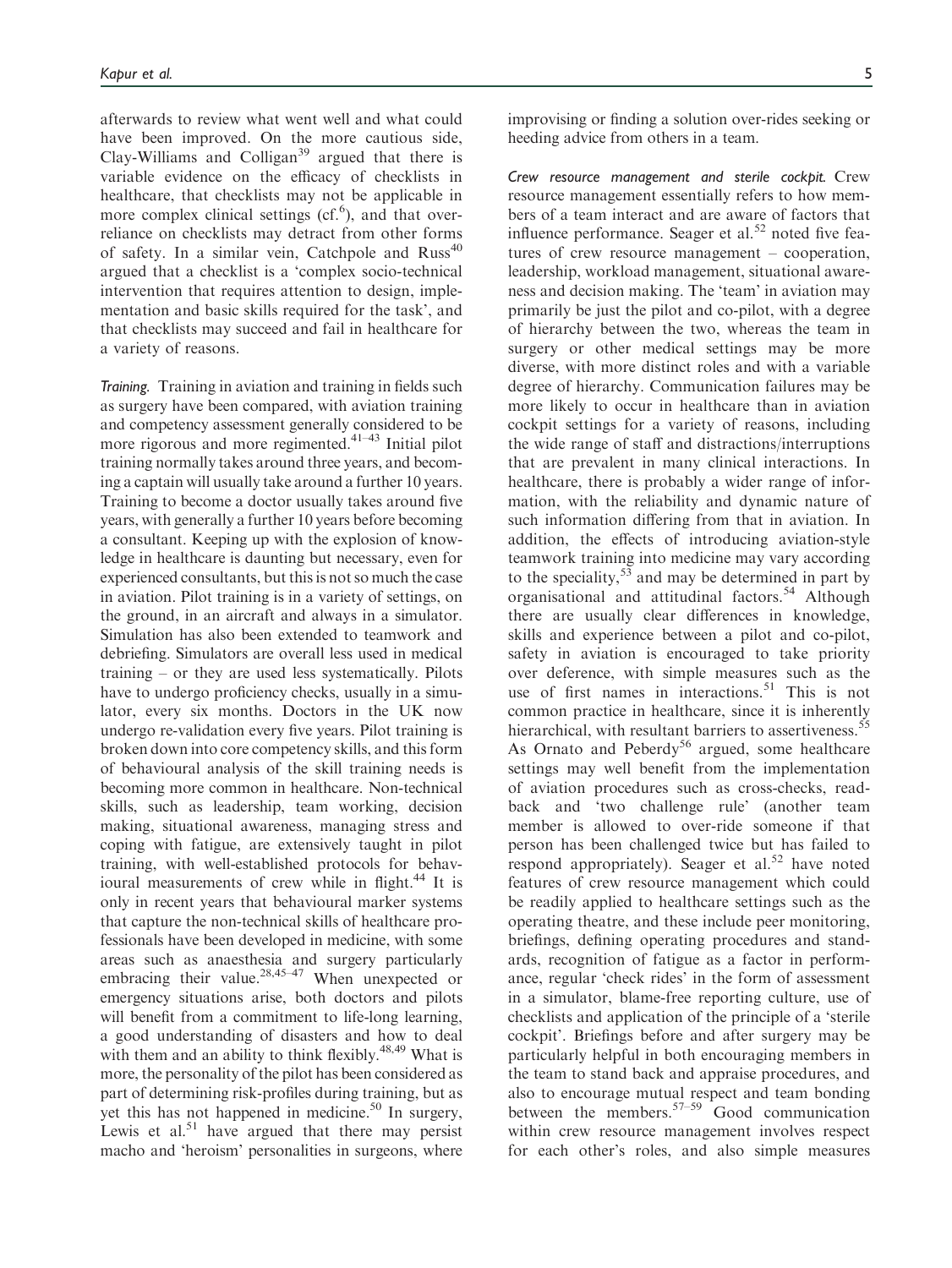afterwards to review what went well and what could have been improved. On the more cautious side, Clay-Williams and Colligan[39] argued that there is variable evidence on the efficacy of checklists in healthcare, that checklists may not be applicable in more complex clinical settings (cf.[6]), and that over-reliance on checklists may detract from other forms of safety. In a similar vein, Catchpole and Russ[40] argued that a checklist is a 'complex socio-technical intervention that requires attention to design, implementation and basic skills required for the task', and that checklists may succeed and fail in healthcare for a variety of reasons.

*Training.* Training in aviation and training in fields such as surgery have been compared, with aviation training and competency assessment generally considered to be more rigorous and more regimented.[41–43] Initial pilot training normally takes around three years, and becoming a captain will usually take around a further 10 years. Training to become a doctor usually takes around five years, with generally a further 10 years before becoming a consultant. Keeping up with the explosion of knowledge in healthcare is daunting but necessary, even for experienced consultants, but this is not so much the case in aviation. Pilot training is in a variety of settings, on the ground, in an aircraft and always in a simulator. Simulation has also been extended to teamwork and debriefing. Simulators are overall less used in medical training – or they are used less systematically. Pilots have to undergo proficiency checks, usually in a simulator, every six months. Doctors in the UK now undergo re-validation every five years. Pilot training is broken down into core competency skills, and this form of behavioural analysis of the skill training needs is becoming more common in healthcare. Non-technical skills, such as leadership, team working, decision making, situational awareness, managing stress and coping with fatigue, are extensively taught in pilot training, with well-established protocols for behavioural measurements of crew while in flight.[44] It is only in recent years that behavioural marker systems that capture the non-technical skills of healthcare professionals have been developed in medicine, with some areas such as anaesthesia and surgery particularly embracing their value.[28,45–47] When unexpected or emergency situations arise, both doctors and pilots will benefit from a commitment to life-long learning, a good understanding of disasters and how to deal with them and an ability to think flexibly.[48,49] What is more, the personality of the pilot has been considered as part of determining risk-profiles during training, but as yet this has not happened in medicine.[50] In surgery, Lewis et al.[51] have argued that there may persist macho and 'heroism' personalities in surgeons, where improvising or finding a solution over-rides seeking or heeding advice from others in a team.

*Crew resource management and sterile cockpit.* Crew resource management essentially refers to how members of a team interact and are aware of factors that influence performance. Seager et al.[52] noted five features of crew resource management – cooperation, leadership, workload management, situational awareness and decision making. The 'team' in aviation may primarily be just the pilot and co-pilot, with a degree of hierarchy between the two, whereas the team in surgery or other medical settings may be more diverse, with more distinct roles and with a variable degree of hierarchy. Communication failures may be more likely to occur in healthcare than in aviation cockpit settings for a variety of reasons, including the wide range of staff and distractions/interruptions that are prevalent in many clinical interactions. In healthcare, there is probably a wider range of information, with the reliability and dynamic nature of such information differing from that in aviation. In addition, the effects of introducing aviation-style teamwork training into medicine may vary according to the speciality,[53] and may be determined in part by organisational and attitudinal factors.[54] Although there are usually clear differences in knowledge, skills and experience between a pilot and co-pilot, safety in aviation is encouraged to take priority over deference, with simple measures such as the use of first names in interactions.[51] This is not common practice in healthcare, since it is inherently hierarchical, with resultant barriers to assertiveness.[55] As Ornato and Peberdy[56] argued, some healthcare settings may well benefit from the implementation of aviation procedures such as cross-checks, read-back and 'two challenge rule' (another team member is allowed to over-ride someone if that person has been challenged twice but has failed to respond appropriately). Seager et al.[52] have noted features of crew resource management which could be readily applied to healthcare settings such as the operating theatre, and these include peer monitoring, briefings, defining operating procedures and standards, recognition of fatigue as a factor in performance, regular 'check rides' in the form of assessment in a simulator, blame-free reporting culture, use of checklists and application of the principle of a 'sterile cockpit'. Briefings before and after surgery may be particularly helpful in both encouraging members in the team to stand back and appraise procedures, and also to encourage mutual respect and team bonding between the members.[57–59] Good communication within crew resource management involves respect for each other's roles, and also simple measures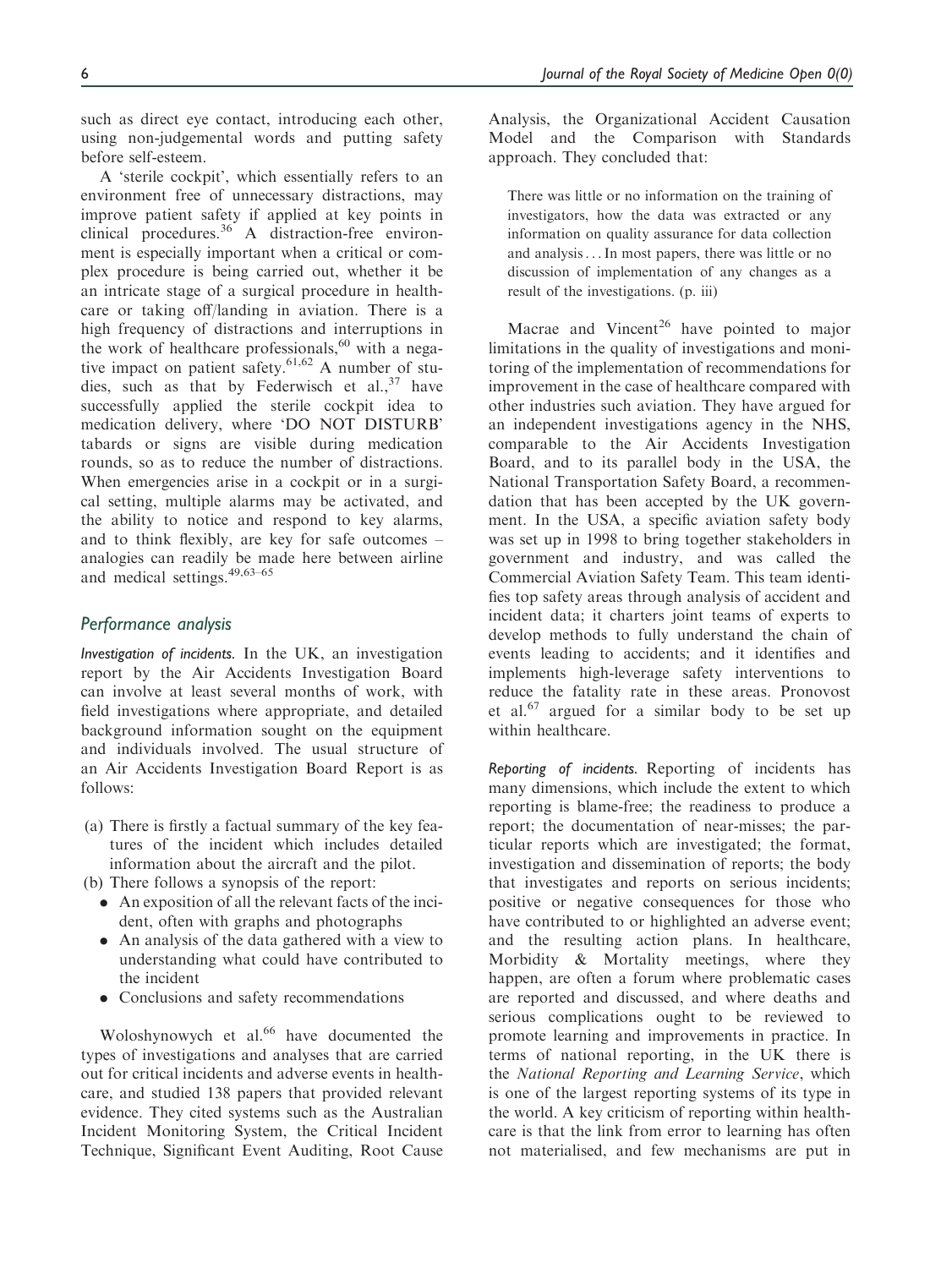such as direct eye contact, introducing each other, using non-judgemental words and putting safety before self-esteem.

A 'sterile cockpit', which essentially refers to an environment free of unnecessary distractions, may improve patient safety if applied at key points in clinical procedures.[36] A distraction-free environment is especially important when a critical or complex procedure is being carried out, whether it be an intricate stage of a surgical procedure in healthcare or taking off/landing in aviation. There is a high frequency of distractions and interruptions in the work of healthcare professionals,[60] with a negative impact on patient safety.[61,62] A number of studies, such as that by Federwisch et al.,[37] have successfully applied the sterile cockpit idea to medication delivery, where 'DO NOT DISTURB' tabards or signs are visible during medication rounds, so as to reduce the number of distractions. When emergencies arise in a cockpit or in a surgical setting, multiple alarms may be activated, and the ability to notice and respond to key alarms, and to think flexibly, are key for safe outcomes – analogies can readily be made here between airline and medical settings.[49,63–65]

## *Performance analysis*

***Investigation of incidents.*** In the UK, an investigation report by the Air Accidents Investigation Board can involve at least several months of work, with field investigations where appropriate, and detailed background information sought on the equipment and individuals involved. The usual structure of an Air Accidents Investigation Board Report is as follows:

(a) There is firstly a factual summary of the key features of the incident which includes detailed information about the aircraft and the pilot.
(b) There follows a synopsis of the report:
   - An exposition of all the relevant facts of the incident, often with graphs and photographs
   - An analysis of the data gathered with a view to understanding what could have contributed to the incident
   - Conclusions and safety recommendations

Woloshynowych et al.[66] have documented the types of investigations and analyses that are carried out for critical incidents and adverse events in healthcare, and studied 138 papers that provided relevant evidence. They cited systems such as the Australian Incident Monitoring System, the Critical Incident Technique, Significant Event Auditing, Root Cause Analysis, the Organizational Accident Causation Model and the Comparison with Standards approach. They concluded that:

> There was little or no information on the training of investigators, how the data was extracted or any information on quality assurance for data collection and analysis... In most papers, there was little or no discussion of implementation of any changes as a result of the investigations. (p. iii)

Macrae and Vincent[26] have pointed to major limitations in the quality of investigations and monitoring of the implementation of recommendations for improvement in the case of healthcare compared with other industries such aviation. They have argued for an independent investigations agency in the NHS, comparable to the Air Accidents Investigation Board, and to its parallel body in the USA, the National Transportation Safety Board, a recommendation that has been accepted by the UK government. In the USA, a specific aviation safety body was set up in 1998 to bring together stakeholders in government and industry, and was called the Commercial Aviation Safety Team. This team identifies top safety areas through analysis of accident and incident data; it charters joint teams of experts to develop methods to fully understand the chain of events leading to accidents; and it identifies and implements high-leverage safety interventions to reduce the fatality rate in these areas. Pronovost et al.[67] argued for a similar body to be set up within healthcare.

***Reporting of incidents.*** Reporting of incidents has many dimensions, which include the extent to which reporting is blame-free; the readiness to produce a report; the documentation of near-misses; the particular reports which are investigated; the format, investigation and dissemination of reports; the body that investigates and reports on serious incidents; positive or negative consequences for those who have contributed to or highlighted an adverse event; and the resulting action plans. In healthcare, Morbidity & Mortality meetings, where they happen, are often a forum where problematic cases are reported and discussed, and where deaths and serious complications ought to be reviewed to promote learning and improvements in practice. In terms of national reporting, in the UK there is the *National Reporting and Learning Service*, which is one of the largest reporting systems of its type in the world. A key criticism of reporting within healthcare is that the link from error to learning has often not materialised, and few mechanisms are put in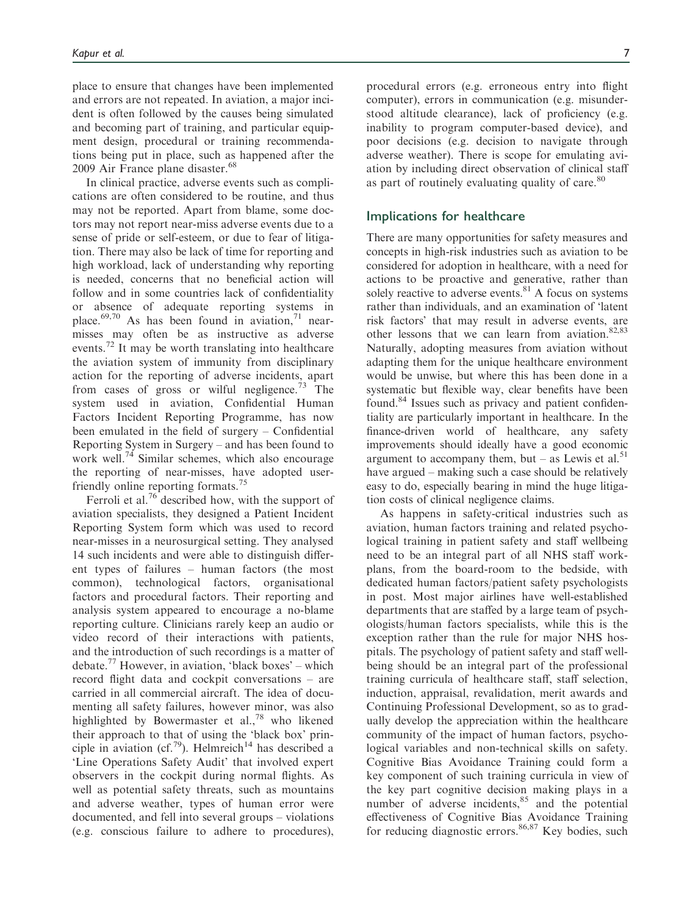place to ensure that changes have been implemented and errors are not repeated. In aviation, a major incident is often followed by the causes being simulated and becoming part of training, and particular equipment design, procedural or training recommendations being put in place, such as happened after the 2009 Air France plane disaster.[68]

In clinical practice, adverse events such as complications are often considered to be routine, and thus may not be reported. Apart from blame, some doctors may not report near-miss adverse events due to a sense of pride or self-esteem, or due to fear of litigation. There may also be lack of time for reporting and high workload, lack of understanding why reporting is needed, concerns that no beneficial action will follow and in some countries lack of confidentiality or absence of adequate reporting systems in place.[69,70] As has been found in aviation,[71] near-misses may often be as instructive as adverse events.[72] It may be worth translating into healthcare the aviation system of immunity from disciplinary action for the reporting of adverse incidents, apart from cases of gross or wilful negligence.[73] The system used in aviation, Confidential Human Factors Incident Reporting Programme, has now been emulated in the field of surgery – Confidential Reporting System in Surgery – and has been found to work well.[74] Similar schemes, which also encourage the reporting of near-misses, have adopted user-friendly online reporting formats.[75]

Ferroli et al.[76] described how, with the support of aviation specialists, they designed a Patient Incident Reporting System form which was used to record near-misses in a neurosurgical setting. They analysed 14 such incidents and were able to distinguish different types of failures – human factors (the most common), technological factors, organisational factors and procedural factors. Their reporting and analysis system appeared to encourage a no-blame reporting culture. Clinicians rarely keep an audio or video record of their interactions with patients, and the introduction of such recordings is a matter of debate.[77] However, in aviation, 'black boxes' – which record flight data and cockpit conversations – are carried in all commercial aircraft. The idea of documenting all safety failures, however minor, was also highlighted by Bowermaster et al.,[78] who likened their approach to that of using the 'black box' principle in aviation (cf.[79]). Helmreich[14] has described a 'Line Operations Safety Audit' that involved expert observers in the cockpit during normal flights. As well as potential safety threats, such as mountains and adverse weather, types of human error were documented, and fell into several groups – violations (e.g. conscious failure to adhere to procedures), procedural errors (e.g. erroneous entry into flight computer), errors in communication (e.g. misunderstood altitude clearance), lack of proficiency (e.g. inability to program computer-based device), and poor decisions (e.g. decision to navigate through adverse weather). There is scope for emulating aviation by including direct observation of clinical staff as part of routinely evaluating quality of care.[80]

## Implications for healthcare

There are many opportunities for safety measures and concepts in high-risk industries such as aviation to be considered for adoption in healthcare, with a need for actions to be proactive and generative, rather than solely reactive to adverse events.[81] A focus on systems rather than individuals, and an examination of 'latent risk factors' that may result in adverse events, are other lessons that we can learn from aviation.[82,83] Naturally, adopting measures from aviation without adapting them for the unique healthcare environment would be unwise, but where this has been done in a systematic but flexible way, clear benefits have been found.[84] Issues such as privacy and patient confidentiality are particularly important in healthcare. In the finance-driven world of healthcare, any safety improvements should ideally have a good economic argument to accompany them, but – as Lewis et al.[51] have argued – making such a case should be relatively easy to do, especially bearing in mind the huge litigation costs of clinical negligence claims.

As happens in safety-critical industries such as aviation, human factors training and related psychological training in patient safety and staff wellbeing need to be an integral part of all NHS staff workplans, from the board-room to the bedside, with dedicated human factors/patient safety psychologists in post. Most major airlines have well-established departments that are staffed by a large team of psychologists/human factors specialists, while this is the exception rather than the rule for major NHS hospitals. The psychology of patient safety and staff wellbeing should be an integral part of the professional training curricula of healthcare staff, staff selection, induction, appraisal, revalidation, merit awards and Continuing Professional Development, so as to gradually develop the appreciation within the healthcare community of the impact of human factors, psychological variables and non-technical skills on safety. Cognitive Bias Avoidance Training could form a key component of such training curricula in view of the key part cognitive decision making plays in a number of adverse incidents,[85] and the potential effectiveness of Cognitive Bias Avoidance Training for reducing diagnostic errors.[86,87] Key bodies, such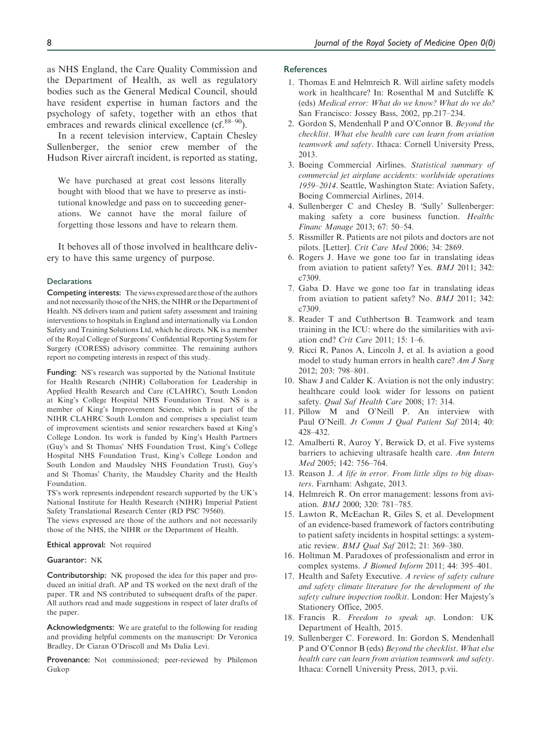as NHS England, the Care Quality Commission and the Department of Health, as well as regulatory bodies such as the General Medical Council, should have resident expertise in human factors and the psychology of safety, together with an ethos that embraces and rewards clinical excellence (cf.[88–90]).

In a recent television interview, Captain Chesley Sullenberger, the senior crew member of the Hudson River aircraft incident, is reported as stating,

> We have purchased at great cost lessons literally bought with blood that we have to preserve as institutional knowledge and pass on to succeeding generations. We cannot have the moral failure of forgetting those lessons and have to relearn them.

It behoves all of those involved in healthcare delivery to have this same urgency of purpose.

### Declarations

**Competing interests:** The views expressed are those of the authors and not necessarily those of the NHS, the NIHR or the Department of Health. NS delivers team and patient safety assessment and training interventions to hospitals in England and internationally via London Safety and Training Solutions Ltd, which he directs. NK is a member of the Royal College of Surgeons' Confidential Reporting System for Surgery (CORESS) advisory committee. The remaining authors report no competing interests in respect of this study.

**Funding:** NS's research was supported by the National Institute for Health Research (NIHR) Collaboration for Leadership in Applied Health Research and Care (CLAHRC), South London at King's College Hospital NHS Foundation Trust. NS is a member of King's Improvement Science, which is part of the NIHR CLAHRC South London and comprises a specialist team of improvement scientists and senior researchers based at King's College London. Its work is funded by King's Health Partners (Guy's and St Thomas' NHS Foundation Trust, King's College Hospital NHS Foundation Trust, King's College London and South London and Maudsley NHS Foundation Trust), Guy's and St Thomas' Charity, the Maudsley Charity and the Health Foundation.

TS's work represents independent research supported by the UK's National Institute for Health Research (NIHR) Imperial Patient Safety Translational Research Center (RD PSC 79560).

The views expressed are those of the authors and not necessarily those of the NHS, the NIHR or the Department of Health.

**Ethical approval:** Not required

**Guarantor:** NK

**Contributorship:** NK proposed the idea for this paper and produced an initial draft. AP and TS worked on the next draft of the paper. TR and NS contributed to subsequent drafts of the paper. All authors read and made suggestions in respect of later drafts of the paper.

**Acknowledgments:** We are grateful to the following for reading and providing helpful comments on the manuscript: Dr Veronica Bradley, Dr Ciaran O'Driscoll and Ms Dalia Levi.

**Provenance:** Not commissioned; peer-reviewed by Philemon Gukop

### References

1. Thomas E and Helmreich R. Will airline safety models work in healthcare? In: Rosenthal M and Sutcliffe K (eds) *Medical error: What do we know? What do we do?* San Francisco: Jossey Bass, 2002, pp.217–234.
2. Gordon S, Mendenhall P and O'Connor B. *Beyond the checklist. What else health care can learn from aviation teamwork and safety*. Ithaca: Cornell University Press, 2013.
3. Boeing Commercial Airlines. *Statistical summary of commercial jet airplane accidents: worldwide operations 1959–2014*. Seattle, Washington State: Aviation Safety, Boeing Commercial Airlines, 2014.
4. Sullenberger C and Chesley B. 'Sully' Sullenberger: making safety a core business function. *Healthc Financ Manage* 2013; 67: 50–54.
5. Rissmiller R. Patients are not pilots and doctors are not pilots. [Letter]. *Crit Care Med* 2006; 34: 2869.
6. Rogers J. Have we gone too far in translating ideas from aviation to patient safety? Yes. *BMJ* 2011; 342: c7309.
7. Gaba D. Have we gone too far in translating ideas from aviation to patient safety? No. *BMJ* 2011; 342: c7309.
8. Reader T and Cuthbertson B. Teamwork and team training in the ICU: where do the similarities with aviation end? *Crit Care* 2011; 15: 1–6.
9. Ricci R, Panos A, Lincoln J, et al. Is aviation a good model to study human errors in health care? *Am J Surg* 2012; 203: 798–801.
10. Shaw J and Calder K. Aviation is not the only industry: healthcare could look wider for lessons on patient safety. *Qual Saf Health Care* 2008; 17: 314.
11. Pillow M and O'Neill P. An interview with Paul O'Neill. *Jt Comm J Qual Patient Saf* 2014; 40: 428–432.
12. Amalberti R, Auroy Y, Berwick D, et al. Five systems barriers to achieving ultrasafe health care. *Ann Intern Med* 2005; 142: 756–764.
13. Reason J. *A life in error. From little slips to big disasters*. Farnham: Ashgate, 2013.
14. Helmreich R. On error management: lessons from aviation. *BMJ* 2000; 320: 781–785.
15. Lawton R, McEachan R, Giles S, et al. Development of an evidence-based framework of factors contributing to patient safety incidents in hospital settings: a systematic review. *BMJ Qual Saf* 2012; 21: 369–380.
16. Holtman M. Paradoxes of professionalism and error in complex systems. *J Biomed Inform* 2011; 44: 395–401.
17. Health and Safety Executive. *A review of safety culture and safety climate literature for the development of the safety culture inspection toolkit*. London: Her Majesty's Stationery Office, 2005.
18. Francis R. *Freedom to speak up*. London: UK Department of Health, 2015.
19. Sullenberger C. Foreword. In: Gordon S, Mendenhall P and O'Connor B (eds) *Beyond the checklist. What else health care can learn from aviation teamwork and safety*. Ithaca: Cornell University Press, 2013, p.vii.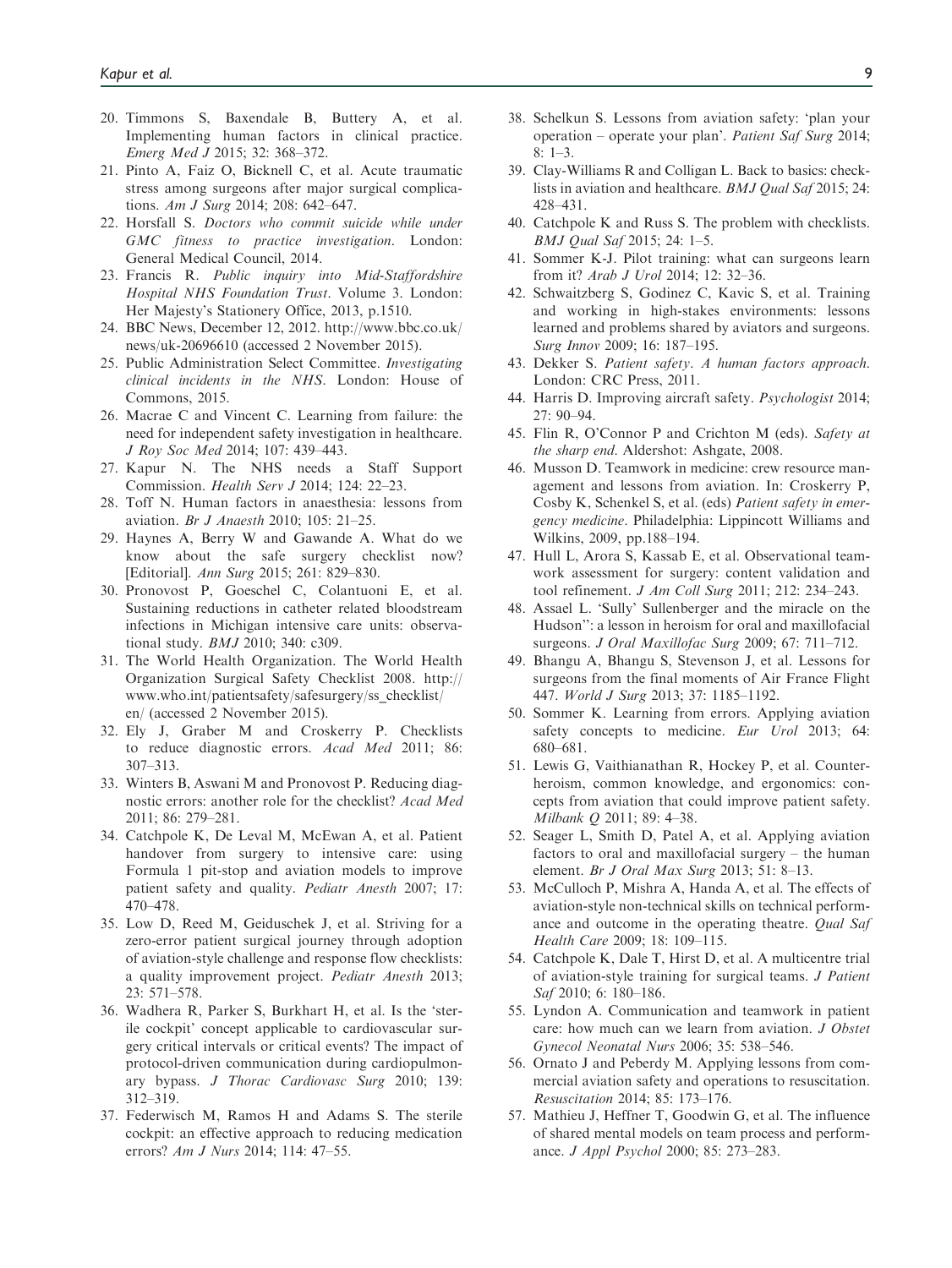20. Timmons S, Baxendale B, Buttery A, et al. Implementing human factors in clinical practice. *Emerg Med J* 2015; 32: 368–372.
21. Pinto A, Faiz O, Bicknell C, et al. Acute traumatic stress among surgeons after major surgical complications. *Am J Surg* 2014; 208: 642–647.
22. Horsfall S. *Doctors who commit suicide while under GMC fitness to practice investigation*. London: General Medical Council, 2014.
23. Francis R. *Public inquiry into Mid-Staffordshire Hospital NHS Foundation Trust*. Volume 3. London: Her Majesty's Stationery Office, 2013, p.1510.
24. BBC News, December 12, 2012. http://www.bbc.co.uk/news/uk-20696610 (accessed 2 November 2015).
25. Public Administration Select Committee. *Investigating clinical incidents in the NHS*. London: House of Commons, 2015.
26. Macrae C and Vincent C. Learning from failure: the need for independent safety investigation in healthcare. *J Roy Soc Med* 2014; 107: 439–443.
27. Kapur N. The NHS needs a Staff Support Commission. *Health Serv J* 2014; 124: 22–23.
28. Toff N. Human factors in anaesthesia: lessons from aviation. *Br J Anaesth* 2010; 105: 21–25.
29. Haynes A, Berry W and Gawande A. What do we know about the safe surgery checklist now? [Editorial]. *Ann Surg* 2015; 261: 829–830.
30. Pronovost P, Goeschel C, Colantuoni E, et al. Sustaining reductions in catheter related bloodstream infections in Michigan intensive care units: observational study. *BMJ* 2010; 340: c309.
31. The World Health Organization. The World Health Organization Surgical Safety Checklist 2008. http://www.who.int/patientsafety/safesurgery/ss_checklist/en/ (accessed 2 November 2015).
32. Ely J, Graber M and Croskerry P. Checklists to reduce diagnostic errors. *Acad Med* 2011; 86: 307–313.
33. Winters B, Aswani M and Pronovost P. Reducing diagnostic errors: another role for the checklist? *Acad Med* 2011; 86: 279–281.
34. Catchpole K, De Leval M, McEwan A, et al. Patient handover from surgery to intensive care: using Formula 1 pit-stop and aviation models to improve patient safety and quality. *Pediatr Anesth* 2007; 17: 470–478.
35. Low D, Reed M, Geiduschek J, et al. Striving for a zero-error patient surgical journey through adoption of aviation-style challenge and response flow checklists: a quality improvement project. *Pediatr Anesth* 2013; 23: 571–578.
36. Wadhera R, Parker S, Burkhart H, et al. Is the 'sterile cockpit' concept applicable to cardiovascular surgery critical intervals or critical events? The impact of protocol-driven communication during cardiopulmonary bypass. *J Thorac Cardiovasc Surg* 2010; 139: 312–319.
37. Federwisch M, Ramos H and Adams S. The sterile cockpit: an effective approach to reducing medication errors? *Am J Nurs* 2014; 114: 47–55.
38. Schelkun S. Lessons from aviation safety: 'plan your operation – operate your plan'. *Patient Saf Surg* 2014; 8: 1–3.
39. Clay-Williams R and Colligan L. Back to basics: checklists in aviation and healthcare. *BMJ Qual Saf* 2015; 24: 428–431.
40. Catchpole K and Russ S. The problem with checklists. *BMJ Qual Saf* 2015; 24: 1–5.
41. Sommer K-J. Pilot training: what can surgeons learn from it? *Arab J Urol* 2014; 12: 32–36.
42. Schwaitzberg S, Godinez C, Kavic S, et al. Training and working in high-stakes environments: lessons learned and problems shared by aviators and surgeons. *Surg Innov* 2009; 16: 187–195.
43. Dekker S. *Patient safety. A human factors approach*. London: CRC Press, 2011.
44. Harris D. Improving aircraft safety. *Psychologist* 2014; 27: 90–94.
45. Flin R, O'Connor P and Crichton M (eds). *Safety at the sharp end*. Aldershot: Ashgate, 2008.
46. Musson D. Teamwork in medicine: crew resource management and lessons from aviation. In: Croskerry P, Cosby K, Schenkel S, et al. (eds) *Patient safety in emergency medicine*. Philadelphia: Lippincott Williams and Wilkins, 2009, pp.188–194.
47. Hull L, Arora S, Kassab E, et al. Observational teamwork assessment for surgery: content validation and tool refinement. *J Am Coll Surg* 2011; 212: 234–243.
48. Assael L. 'Sully' Sullenberger and the miracle on the Hudson'': a lesson in heroism for oral and maxillofacial surgeons. *J Oral Maxillofac Surg* 2009; 67: 711–712.
49. Bhangu A, Bhangu S, Stevenson J, et al. Lessons for surgeons from the final moments of Air France Flight 447. *World J Surg* 2013; 37: 1185–1192.
50. Sommer K. Learning from errors. Applying aviation safety concepts to medicine. *Eur Urol* 2013; 64: 680–681.
51. Lewis G, Vaithianathan R, Hockey P, et al. Counterheroism, common knowledge, and ergonomics: concepts from aviation that could improve patient safety. *Milbank Q* 2011; 89: 4–38.
52. Seager L, Smith D, Patel A, et al. Applying aviation factors to oral and maxillofacial surgery – the human element. *Br J Oral Max Surg* 2013; 51: 8–13.
53. McCulloch P, Mishra A, Handa A, et al. The effects of aviation-style non-technical skills on technical performance and outcome in the operating theatre. *Qual Saf Health Care* 2009; 18: 109–115.
54. Catchpole K, Dale T, Hirst D, et al. A multicentre trial of aviation-style training for surgical teams. *J Patient Saf* 2010; 6: 180–186.
55. Lyndon A. Communication and teamwork in patient care: how much can we learn from aviation. *J Obstet Gynecol Neonatal Nurs* 2006; 35: 538–546.
56. Ornato J and Peberdy M. Applying lessons from commercial aviation safety and operations to resuscitation. *Resuscitation* 2014; 85: 173–176.
57. Mathieu J, Heffner T, Goodwin G, et al. The influence of shared mental models on team process and performance. *J Appl Psychol* 2000; 85: 273–283.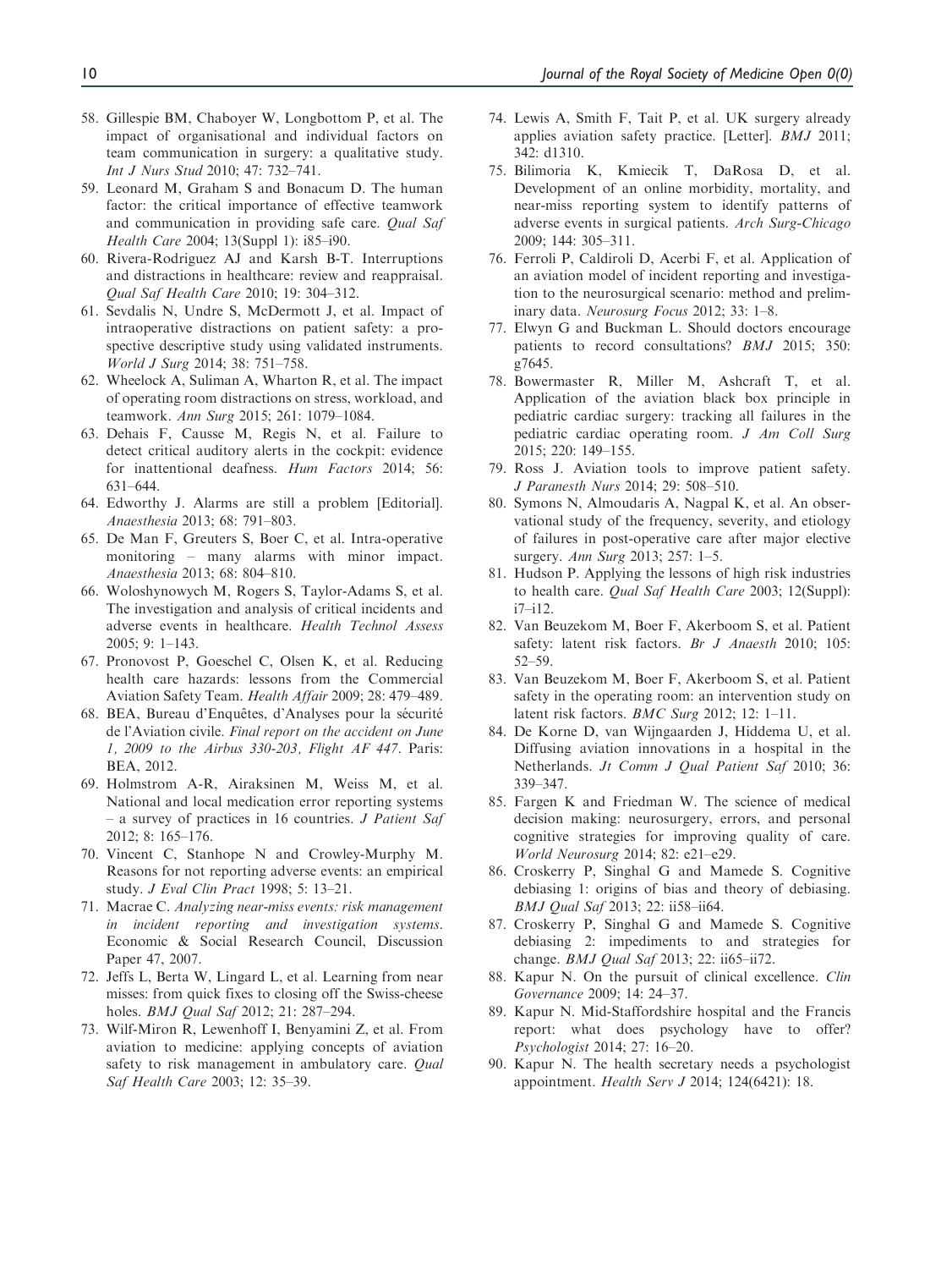58. Gillespie BM, Chaboyer W, Longbottom P, et al. The impact of organisational and individual factors on team communication in surgery: a qualitative study. *Int J Nurs Stud* 2010; 47: 732–741.
59. Leonard M, Graham S and Bonacum D. The human factor: the critical importance of effective teamwork and communication in providing safe care. *Qual Saf Health Care* 2004; 13(Suppl 1): i85–i90.
60. Rivera-Rodriguez AJ and Karsh B-T. Interruptions and distractions in healthcare: review and reappraisal. *Qual Saf Health Care* 2010; 19: 304–312.
61. Sevdalis N, Undre S, McDermott J, et al. Impact of intraoperative distractions on patient safety: a prospective descriptive study using validated instruments. *World J Surg* 2014; 38: 751–758.
62. Wheelock A, Suliman A, Wharton R, et al. The impact of operating room distractions on stress, workload, and teamwork. *Ann Surg* 2015; 261: 1079–1084.
63. Dehais F, Causse M, Regis N, et al. Failure to detect critical auditory alerts in the cockpit: evidence for inattentional deafness. *Hum Factors* 2014; 56: 631–644.
64. Edworthy J. Alarms are still a problem [Editorial]. *Anaesthesia* 2013; 68: 791–803.
65. De Man F, Greuters S, Boer C, et al. Intra-operative monitoring – many alarms with minor impact. *Anaesthesia* 2013; 68: 804–810.
66. Woloshynowych M, Rogers S, Taylor-Adams S, et al. The investigation and analysis of critical incidents and adverse events in healthcare. *Health Technol Assess* 2005; 9: 1–143.
67. Pronovost P, Goeschel C, Olsen K, et al. Reducing health care hazards: lessons from the Commercial Aviation Safety Team. *Health Affair* 2009; 28: 479–489.
68. BEA, Bureau d'Enquêtes, d'Analyses pour la sécurité de l'Aviation civile. *Final report on the accident on June 1, 2009 to the Airbus 330-203, Flight AF 447*. Paris: BEA, 2012.
69. Holmstrom A-R, Airaksinen M, Weiss M, et al. National and local medication error reporting systems – a survey of practices in 16 countries. *J Patient Saf* 2012; 8: 165–176.
70. Vincent C, Stanhope N and Crowley-Murphy M. Reasons for not reporting adverse events: an empirical study. *J Eval Clin Pract* 1998; 5: 13–21.
71. Macrae C. *Analyzing near-miss events: risk management in incident reporting and investigation systems*. Economic & Social Research Council, Discussion Paper 47, 2007.
72. Jeffs L, Berta W, Lingard L, et al. Learning from near misses: from quick fixes to closing off the Swiss-cheese holes. *BMJ Qual Saf* 2012; 21: 287–294.
73. Wilf-Miron R, Lewenhoff I, Benyamini Z, et al. From aviation to medicine: applying concepts of aviation safety to risk management in ambulatory care. *Qual Saf Health Care* 2003; 12: 35–39.
74. Lewis A, Smith F, Tait P, et al. UK surgery already applies aviation safety practice. [Letter]. *BMJ* 2011; 342: d1310.
75. Bilimoria K, Kmiecik T, DaRosa D, et al. Development of an online morbidity, mortality, and near-miss reporting system to identify patterns of adverse events in surgical patients. *Arch Surg-Chicago* 2009; 144: 305–311.
76. Ferroli P, Caldiroli D, Acerbi F, et al. Application of an aviation model of incident reporting and investigation to the neurosurgical scenario: method and preliminary data. *Neurosurg Focus* 2012; 33: 1–8.
77. Elwyn G and Buckman L. Should doctors encourage patients to record consultations? *BMJ* 2015; 350: g7645.
78. Bowermaster R, Miller M, Ashcraft T, et al. Application of the aviation black box principle in pediatric cardiac surgery: tracking all failures in the pediatric cardiac operating room. *J Am Coll Surg* 2015; 220: 149–155.
79. Ross J. Aviation tools to improve patient safety. *J Paranesth Nurs* 2014; 29: 508–510.
80. Symons N, Almoudaris A, Nagpal K, et al. An observational study of the frequency, severity, and etiology of failures in post-operative care after major elective surgery. *Ann Surg* 2013; 257: 1–5.
81. Hudson P. Applying the lessons of high risk industries to health care. *Qual Saf Health Care* 2003; 12(Suppl): i7–i12.
82. Van Beuzekom M, Boer F, Akerboom S, et al. Patient safety: latent risk factors. *Br J Anaesth* 2010; 105: 52–59.
83. Van Beuzekom M, Boer F, Akerboom S, et al. Patient safety in the operating room: an intervention study on latent risk factors. *BMC Surg* 2012; 12: 1–11.
84. De Korne D, van Wijngaarden J, Hiddema U, et al. Diffusing aviation innovations in a hospital in the Netherlands. *Jt Comm J Qual Patient Saf* 2010; 36: 339–347.
85. Fargen K and Friedman W. The science of medical decision making: neurosurgery, errors, and personal cognitive strategies for improving quality of care. *World Neurosurg* 2014; 82: e21–e29.
86. Croskerry P, Singhal G and Mamede S. Cognitive debiasing 1: origins of bias and theory of debiasing. *BMJ Qual Saf* 2013; 22: ii58–ii64.
87. Croskerry P, Singhal G and Mamede S. Cognitive debiasing 2: impediments to and strategies for change. *BMJ Qual Saf* 2013; 22: ii65–ii72.
88. Kapur N. On the pursuit of clinical excellence. *Clin Governance* 2009; 14: 24–37.
89. Kapur N. Mid-Staffordshire hospital and the Francis report: what does psychology have to offer? *Psychologist* 2014; 27: 16–20.
90. Kapur N. The health secretary needs a psychologist appointment. *Health Serv J* 2014; 124(6421): 18.